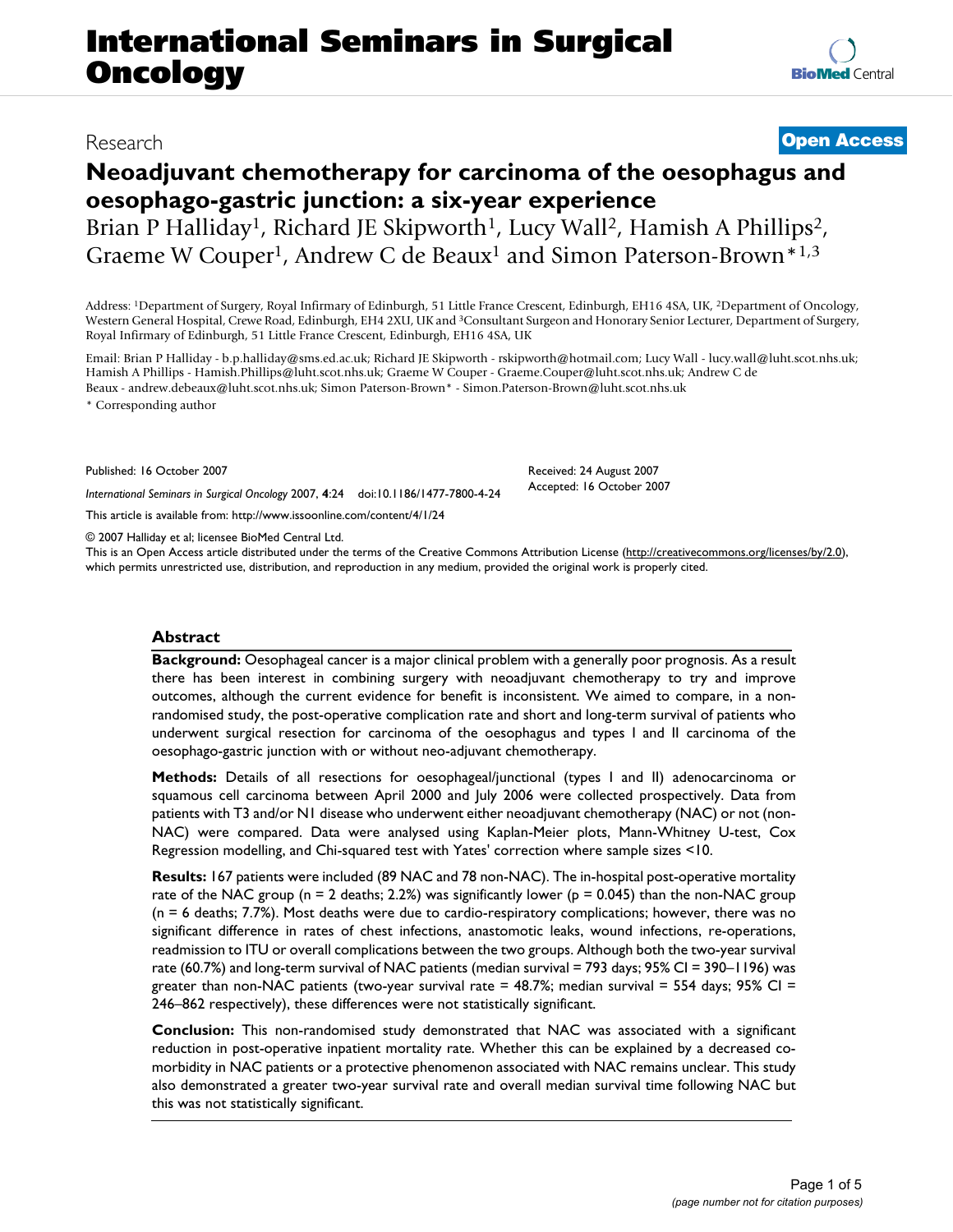Research

**Open Access**

# Neoadjuvant chemotherapy for carcinoma of the oesophagus and oesophago-gastric junction: a six-year experience

Brian P Halliday[1], Richard JE Skipworth[1], Lucy Wall[2], Hamish A Phillips[2], Graeme W Couper[1], Andrew C de Beaux[1] and Simon Paterson-Brown*[1,3]

Address: [1]Department of Surgery, Royal Infirmary of Edinburgh, 51 Little France Crescent, Edinburgh, EH16 4SA, UK, [2]Department of Oncology, Western General Hospital, Crewe Road, Edinburgh, EH4 2XU, UK and [3]Consultant Surgeon and Honorary Senior Lecturer, Department of Surgery, Royal Infirmary of Edinburgh, 51 Little France Crescent, Edinburgh, EH16 4SA, UK

Email: Brian P Halliday - b.p.halliday@sms.ed.ac.uk; Richard JE Skipworth - rskipworth@hotmail.com; Lucy Wall - lucy.wall@luht.scot.nhs.uk; Hamish A Phillips - Hamish.Phillips@luht.scot.nhs.uk; Graeme W Couper - Graeme.Couper@luht.scot.nhs.uk; Andrew C de Beaux - andrew.debeaux@luht.scot.nhs.uk; Simon Paterson-Brown* - Simon.Paterson-Brown@luht.scot.nhs.uk

* Corresponding author

Published: 16 October 2007

*International Seminars in Surgical Oncology* 2007, **4**:24 doi:10.1186/1477-7800-4-24

Received: 24 August 2007
Accepted: 16 October 2007

This article is available from: http://www.issoonline.com/content/4/1/24

© 2007 Halliday et al; licensee BioMed Central Ltd.
This is an Open Access article distributed under the terms of the Creative Commons Attribution License (http://creativecommons.org/licenses/by/2.0), which permits unrestricted use, distribution, and reproduction in any medium, provided the original work is properly cited.

## Abstract

**Background:** Oesophageal cancer is a major clinical problem with a generally poor prognosis. As a result there has been interest in combining surgery with neoadjuvant chemotherapy to try and improve outcomes, although the current evidence for benefit is inconsistent. We aimed to compare, in a non-randomised study, the post-operative complication rate and short and long-term survival of patients who underwent surgical resection for carcinoma of the oesophagus and types I and II carcinoma of the oesophago-gastric junction with or without neo-adjuvant chemotherapy.

**Methods:** Details of all resections for oesophageal/junctional (types I and II) adenocarcinoma or squamous cell carcinoma between April 2000 and July 2006 were collected prospectively. Data from patients with T3 and/or N1 disease who underwent either neoadjuvant chemotherapy (NAC) or not (non-NAC) were compared. Data were analysed using Kaplan-Meier plots, Mann-Whitney U-test, Cox Regression modelling, and Chi-squared test with Yates' correction where sample sizes <10.

**Results:** 167 patients were included (89 NAC and 78 non-NAC). The in-hospital post-operative mortality rate of the NAC group (n = 2 deaths; 2.2%) was significantly lower (p = 0.045) than the non-NAC group (n = 6 deaths; 7.7%). Most deaths were due to cardio-respiratory complications; however, there was no significant difference in rates of chest infections, anastomotic leaks, wound infections, re-operations, readmission to ITU or overall complications between the two groups. Although both the two-year survival rate (60.7%) and long-term survival of NAC patients (median survival = 793 days; 95% CI = 390–1196) was greater than non-NAC patients (two-year survival rate = 48.7%; median survival = 554 days; 95% CI = 246–862 respectively), these differences were not statistically significant.

**Conclusion:** This non-randomised study demonstrated that NAC was associated with a significant reduction in post-operative inpatient mortality rate. Whether this can be explained by a decreased co-morbidity in NAC patients or a protective phenomenon associated with NAC remains unclear. This study also demonstrated a greater two-year survival rate and overall median survival time following NAC but this was not statistically significant.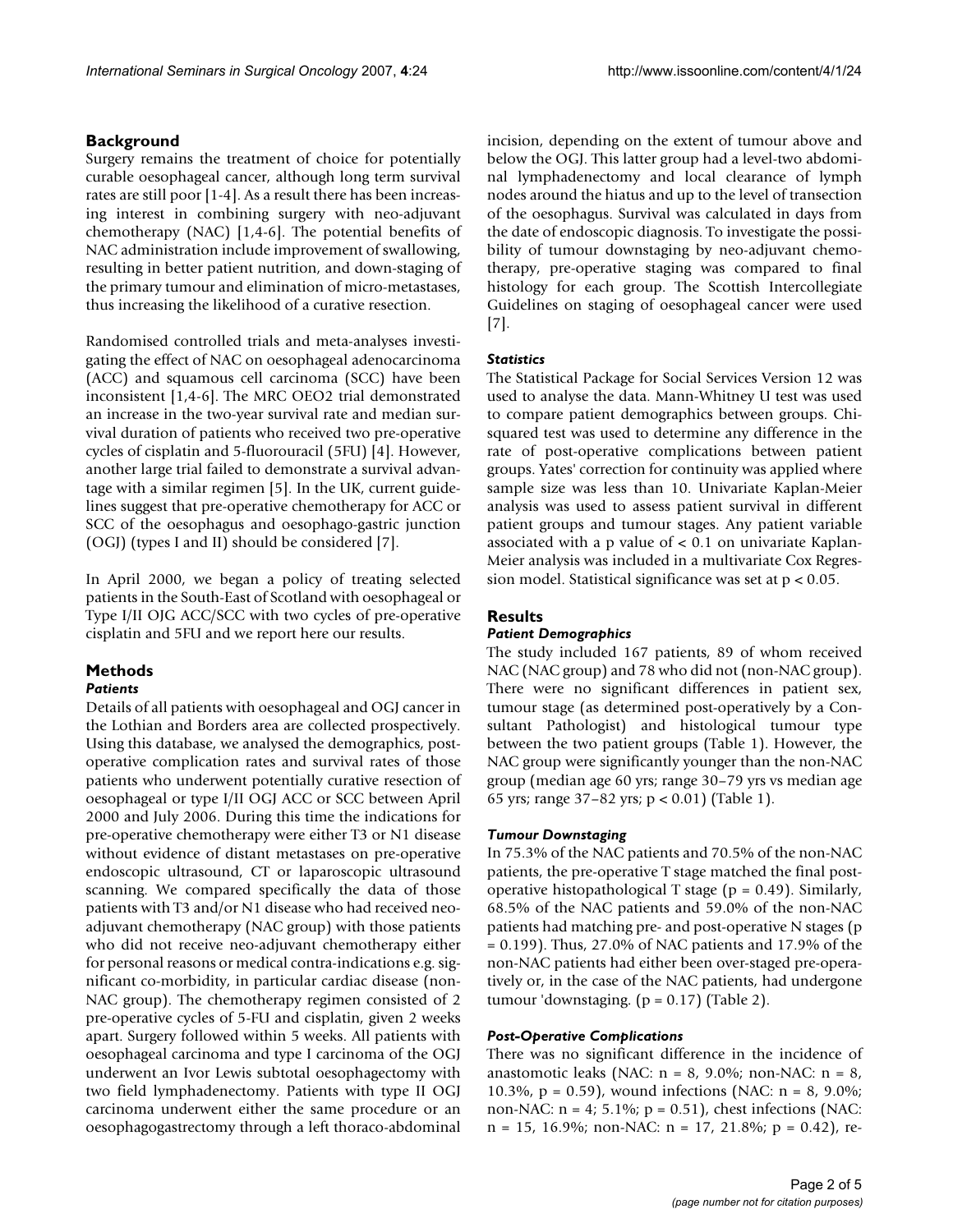## Background

Surgery remains the treatment of choice for potentially curable oesophageal cancer, although long term survival rates are still poor [1-4]. As a result there has been increasing interest in combining surgery with neo-adjuvant chemotherapy (NAC) [1,4-6]. The potential benefits of NAC administration include improvement of swallowing, resulting in better patient nutrition, and down-staging of the primary tumour and elimination of micro-metastases, thus increasing the likelihood of a curative resection.

Randomised controlled trials and meta-analyses investigating the effect of NAC on oesophageal adenocarcinoma (ACC) and squamous cell carcinoma (SCC) have been inconsistent [1,4-6]. The MRC OEO2 trial demonstrated an increase in the two-year survival rate and median survival duration of patients who received two pre-operative cycles of cisplatin and 5-fluorouracil (5FU) [4]. However, another large trial failed to demonstrate a survival advantage with a similar regimen [5]. In the UK, current guidelines suggest that pre-operative chemotherapy for ACC or SCC of the oesophagus and oesophago-gastric junction (OGJ) (types I and II) should be considered [7].

In April 2000, we began a policy of treating selected patients in the South-East of Scotland with oesophageal or Type I/II OJG ACC/SCC with two cycles of pre-operative cisplatin and 5FU and we report here our results.

## Methods

### *Patients*

Details of all patients with oesophageal and OGJ cancer in the Lothian and Borders area are collected prospectively. Using this database, we analysed the demographics, post-operative complication rates and survival rates of those patients who underwent potentially curative resection of oesophageal or type I/II OGJ ACC or SCC between April 2000 and July 2006. During this time the indications for pre-operative chemotherapy were either T3 or N1 disease without evidence of distant metastases on pre-operative endoscopic ultrasound, CT or laparoscopic ultrasound scanning. We compared specifically the data of those patients with T3 and/or N1 disease who had received neo-adjuvant chemotherapy (NAC group) with those patients who did not receive neo-adjuvant chemotherapy either for personal reasons or medical contra-indications e.g. significant co-morbidity, in particular cardiac disease (non-NAC group). The chemotherapy regimen consisted of 2 pre-operative cycles of 5-FU and cisplatin, given 2 weeks apart. Surgery followed within 5 weeks. All patients with oesophageal carcinoma and type I carcinoma of the OGJ underwent an Ivor Lewis subtotal oesophagectomy with two field lymphadenectomy. Patients with type II OGJ carcinoma underwent either the same procedure or an oesophagogastrectomy through a left thoraco-abdominal incision, depending on the extent of tumour above and below the OGJ. This latter group had a level-two abdominal lymphadenectomy and local clearance of lymph nodes around the hiatus and up to the level of transection of the oesophagus. Survival was calculated in days from the date of endoscopic diagnosis. To investigate the possibility of tumour downstaging by neo-adjuvant chemotherapy, pre-operative staging was compared to final histology for each group. The Scottish Intercollegiate Guidelines on staging of oesophageal cancer were used [7].

### *Statistics*

The Statistical Package for Social Services Version 12 was used to analyse the data. Mann-Whitney U test was used to compare patient demographics between groups. Chi-squared test was used to determine any difference in the rate of post-operative complications between patient groups. Yates' correction for continuity was applied where sample size was less than 10. Univariate Kaplan-Meier analysis was used to assess patient survival in different patient groups and tumour stages. Any patient variable associated with a p value of $< 0.1$ on univariate Kaplan-Meier analysis was included in a multivariate Cox Regression model. Statistical significance was set at $p < 0.05$.

## Results

### *Patient Demographics*

The study included 167 patients, 89 of whom received NAC (NAC group) and 78 who did not (non-NAC group). There were no significant differences in patient sex, tumour stage (as determined post-operatively by a Consultant Pathologist) and histological tumour type between the two patient groups (Table 1). However, the NAC group were significantly younger than the non-NAC group (median age 60 yrs; range 30–79 yrs vs median age 65 yrs; range 37–82 yrs; $p < 0.01$) (Table 1).

### *Tumour Downstaging*

In 75.3% of the NAC patients and 70.5% of the non-NAC patients, the pre-operative T stage matched the final post-operative histopathological T stage ($p = 0.49$). Similarly, 68.5% of the NAC patients and 59.0% of the non-NAC patients had matching pre- and post-operative N stages ($p = 0.199$). Thus, 27.0% of NAC patients and 17.9% of the non-NAC patients had either been over-staged pre-operatively or, in the case of the NAC patients, had undergone tumour 'downstaging. ($p = 0.17$) (Table 2).

### *Post-Operative Complications*

There was no significant difference in the incidence of anastomotic leaks (NAC: n = 8, 9.0%; non-NAC: n = 8, 10.3%, $p = 0.59$), wound infections (NAC: n = 8, 9.0%; non-NAC: n = 4; 5.1%; $p = 0.51$), chest infections (NAC: n = 15, 16.9%; non-NAC: n = 17, 21.8%; $p = 0.42$), re-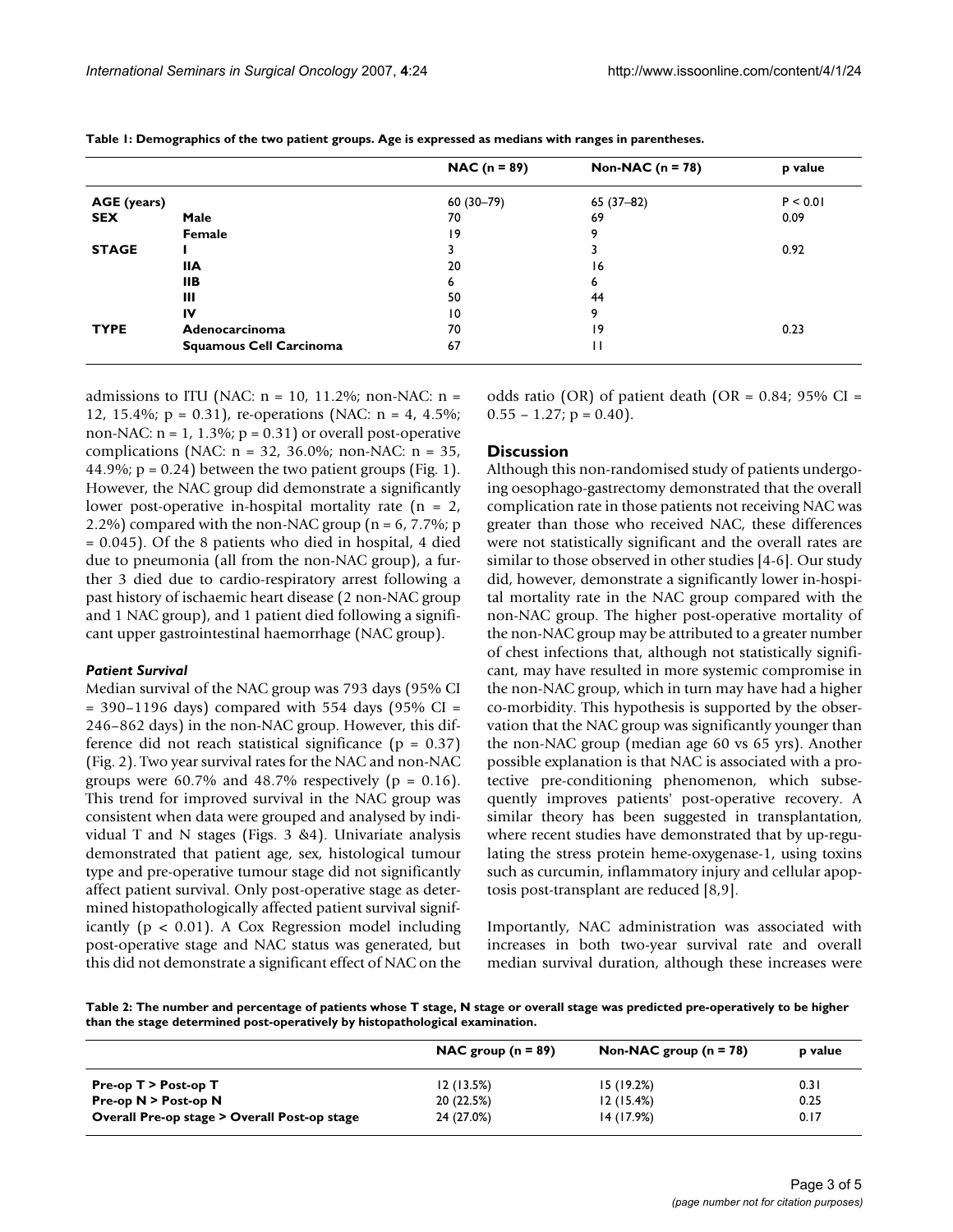**Table 1: Demographics of the two patient groups. Age is expressed as medians with ranges in parentheses.**

| | | NAC (n = 89) | Non-NAC (n = 78) | p value |
|---|---|---|---|---|
| **AGE (years)** | | 60 (30–79) | 65 (37–82) | P < 0.01 |
| **SEX** | **Male** | 70 | 69 | 0.09 |
| | **Female** | 19 | 9 | |
| **STAGE** | **I** | 3 | 3 | 0.92 |
| | **IIA** | 20 | 16 | |
| | **IIB** | 6 | 6 | |
| | **III** | 50 | 44 | |
| | **IV** | 10 | 9 | |
| **TYPE** | **Adenocarcinoma** | 70 | 19 | 0.23 |
| | **Squamous Cell Carcinoma** | 67 | 11 | |

admissions to ITU (NAC: n = 10, 11.2%; non-NAC: n = 12, 15.4%; p = 0.31), re-operations (NAC: n = 4, 4.5%; non-NAC: n = 1, 1.3%; p = 0.31) or overall post-operative complications (NAC: n = 32, 36.0%; non-NAC: n = 35, 44.9%; p = 0.24) between the two patient groups (Fig. 1). However, the NAC group did demonstrate a significantly lower post-operative in-hospital mortality rate (n = 2, 2.2%) compared with the non-NAC group (n = 6, 7.7%; p = 0.045). Of the 8 patients who died in hospital, 4 died due to pneumonia (all from the non-NAC group), a further 3 died due to cardio-respiratory arrest following a past history of ischaemic heart disease (2 non-NAC group and 1 NAC group), and 1 patient died following a significant upper gastrointestinal haemorrhage (NAC group).

### *Patient Survival*

Median survival of the NAC group was 793 days (95% CI = 390–1196 days) compared with 554 days (95% CI = 246–862 days) in the non-NAC group. However, this difference did not reach statistical significance (p = 0.37) (Fig. 2). Two year survival rates for the NAC and non-NAC groups were 60.7% and 48.7% respectively (p = 0.16). This trend for improved survival in the NAC group was consistent when data were grouped and analysed by individual T and N stages (Figs. 3 &4). Univariate analysis demonstrated that patient age, sex, histological tumour type and pre-operative tumour stage did not significantly affect patient survival. Only post-operative stage as determined histopathologically affected patient survival significantly (p < 0.01). A Cox Regression model including post-operative stage and NAC status was generated, but this did not demonstrate a significant effect of NAC on the odds ratio (OR) of patient death (OR = 0.84; 95% CI = 0.55 – 1.27; p = 0.40).

## Discussion

Although this non-randomised study of patients undergoing oesophago-gastrectomy demonstrated that the overall complication rate in those patients not receiving NAC was greater than those who received NAC, these differences were not statistically significant and the overall rates are similar to those observed in other studies [4-6]. Our study did, however, demonstrate a significantly lower in-hospital mortality rate in the NAC group compared with the non-NAC group. The higher post-operative mortality of the non-NAC group may be attributed to a greater number of chest infections that, although not statistically significant, may have resulted in more systemic compromise in the non-NAC group, which in turn may have had a higher co-morbidity. This hypothesis is supported by the observation that the NAC group was significantly younger than the non-NAC group (median age 60 vs 65 yrs). Another possible explanation is that NAC is associated with a protective pre-conditioning phenomenon, which subsequently improves patients' post-operative recovery. A similar theory has been suggested in transplantation, where recent studies have demonstrated that by up-regulating the stress protein heme-oxygenase-1, using toxins such as curcumin, inflammatory injury and cellular apoptosis post-transplant are reduced [8,9].

Importantly, NAC administration was associated with increases in both two-year survival rate and overall median survival duration, although these increases were

**Table 2: The number and percentage of patients whose T stage, N stage or overall stage was predicted pre-operatively to be higher than the stage determined post-operatively by histopathological examination.**

| | NAC group (n = 89) | Non-NAC group (n = 78) | p value |
|---|---|---|---|
| **Pre-op T > Post-op T** | 12 (13.5%) | 15 (19.2%) | 0.31 |
| **Pre-op N > Post-op N** | 20 (22.5%) | 12 (15.4%) | 0.25 |
| **Overall Pre-op stage > Overall Post-op stage** | 24 (27.0%) | 14 (17.9%) | 0.17 |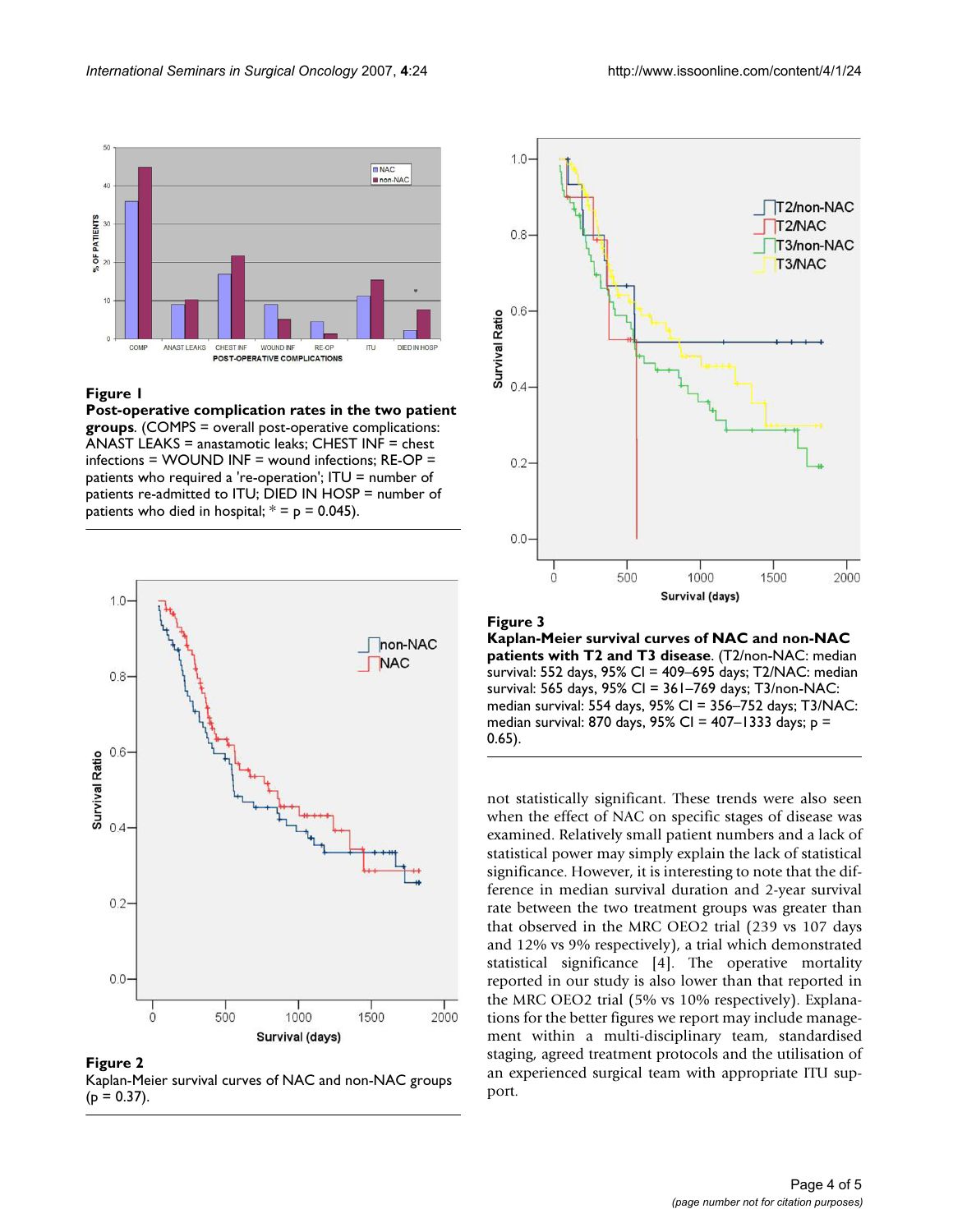**Figure 1**

**Post-operative complication rates in the two patient groups**. (COMPS = overall post-operative complications: ANAST LEAKS = anastamotic leaks; CHEST INF = chest infections = WOUND INF = wound infections; RE-OP = patients who required a 're-operation'; ITU = number of patients re-admitted to ITU; DIED IN HOSP = number of patients who died in hospital; * = p = 0.045).

**Figure 2**

Kaplan-Meier survival curves of NAC and non-NAC groups (p = 0.37).

**Figure 3**

**Kaplan-Meier survival curves of NAC and non-NAC patients with T2 and T3 disease**. (T2/non-NAC: median survival: 552 days, 95% CI = 409–695 days; T2/NAC: median survival: 565 days, 95% CI = 361–769 days; T3/non-NAC: median survival: 554 days, 95% CI = 356–752 days; T3/NAC: median survival: 870 days, 95% CI = 407–1333 days; p = 0.65).

not statistically significant. These trends were also seen when the effect of NAC on specific stages of disease was examined. Relatively small patient numbers and a lack of statistical power may simply explain the lack of statistical significance. However, it is interesting to note that the difference in median survival duration and 2-year survival rate between the two treatment groups was greater than that observed in the MRC OEO2 trial (239 vs 107 days and 12% vs 9% respectively), a trial which demonstrated statistical significance [4]. The operative mortality reported in our study is also lower than that reported in the MRC OEO2 trial (5% vs 10% respectively). Explanations for the better figures we report may include management within a multi-disciplinary team, standardised staging, agreed treatment protocols and the utilisation of an experienced surgical team with appropriate ITU support.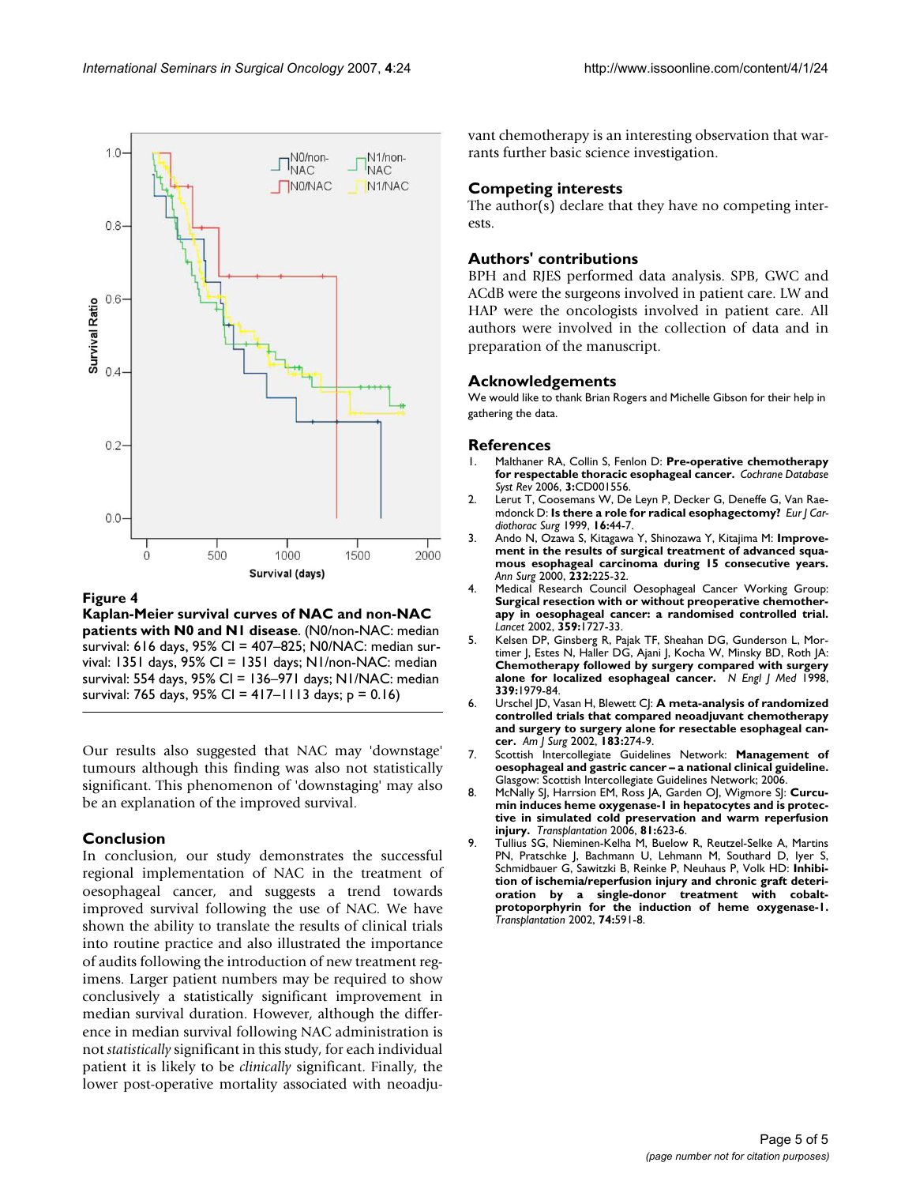1.0
0.8
0.6
0.4
0.2
0.0

Survival Ratio

0 500 1000 1500 2000

Survival (days)

N0/non-NAC
N0/NAC
N1/non-NAC
N1/NAC

**Figure 4**

**Kaplan-Meier survival curves of NAC and non-NAC patients with N0 and N1 disease**. (N0/non-NAC: median survival: 616 days, 95% CI = 407–825; N0/NAC: median survival: 1351 days, 95% CI = 1351 days; N1/non-NAC: median survival: 554 days, 95% CI = 136–971 days; N1/NAC: median survival: 765 days, 95% CI = 417–1113 days; p = 0.16)

Our results also suggested that NAC may 'downstage' tumours although this finding was also not statistically significant. This phenomenon of 'downstaging' may also be an explanation of the improved survival.

## Conclusion

In conclusion, our study demonstrates the successful regional implementation of NAC in the treatment of oesophageal cancer, and suggests a trend towards improved survival following the use of NAC. We have shown the ability to translate the results of clinical trials into routine practice and also illustrated the importance of audits following the introduction of new treatment regimens. Larger patient numbers may be required to show conclusively a statistically significant improvement in median survival duration. However, although the difference in median survival following NAC administration is not *statistically* significant in this study, for each individual patient it is likely to be *clinically* significant. Finally, the lower post-operative mortality associated with neoadjuvant chemotherapy is an interesting observation that warrants further basic science investigation.

## Competing interests

The author(s) declare that they have no competing interests.

## Authors' contributions

BPH and RJES performed data analysis. SPB, GWC and ACdB were the surgeons involved in patient care. LW and HAP were the oncologists involved in patient care. All authors were involved in the collection of data and in preparation of the manuscript.

## Acknowledgements

We would like to thank Brian Rogers and Michelle Gibson for their help in gathering the data.

## References

1. Malthaner RA, Collin S, Fenlon D: **Pre-operative chemotherapy for respectable thoracic esophageal cancer.** *Cochrane Database Syst Rev* 2006, **3:**CD001556.
2. Lerut T, Coosemans W, De Leyn P, Decker G, Deneffe G, Van Raemdonck D: **Is there a role for radical esophagectomy?** *Eur J Cardiothorac Surg* 1999, **16:**44-7.
3. Ando N, Ozawa S, Kitagawa Y, Shinozawa Y, Kitajima M: **Improvement in the results of surgical treatment of advanced squamous esophageal carcinoma during 15 consecutive years.** *Ann Surg* 2000, **232:**225-32.
4. Medical Research Council Oesophageal Cancer Working Group: **Surgical resection with or without preoperative chemotherapy in oesophageal cancer: a randomised controlled trial.** *Lancet* 2002, **359:**1727-33.
5. Kelsen DP, Ginsberg R, Pajak TF, Sheahan DG, Gunderson L, Mortimer J, Estes N, Haller DG, Ajani J, Kocha W, Minsky BD, Roth JA: **Chemotherapy followed by surgery compared with surgery alone for localized esophageal cancer.** *N Engl J Med* 1998, **339:**1979-84.
6. Urschel JD, Vasan H, Blewett CJ: **A meta-analysis of randomized controlled trials that compared neoadjuvant chemotherapy and surgery to surgery alone for resectable esophageal cancer.** *Am J Surg* 2002, **183:**274-9.
7. Scottish Intercollegiate Guidelines Network: **Management of oesophageal and gastric cancer – a national clinical guideline.** Glasgow: Scottish Intercollegiate Guidelines Network; 2006.
8. McNally SJ, Harrsion EM, Ross JA, Garden OJ, Wigmore SJ: **Curcumin induces heme oxygenase-1 in hepatocytes and is protective in simulated cold preservation and warm reperfusion injury.** *Transplantation* 2006, **81:**623-6.
9. Tullius SG, Nieminen-Kelha M, Buelow R, Reutzel-Selke A, Martins PN, Pratschke J, Bachmann U, Lehmann M, Southard D, Iyer S, Schmidbauer G, Sawitzki B, Reinke P, Neuhaus P, Volk HD: **Inhibition of ischemia/reperfusion injury and chronic graft deterioration by a single-donor treatment with cobalt-protoporphyrin for the induction of heme oxygenase-1.** *Transplantation* 2002, **74:**591-8.